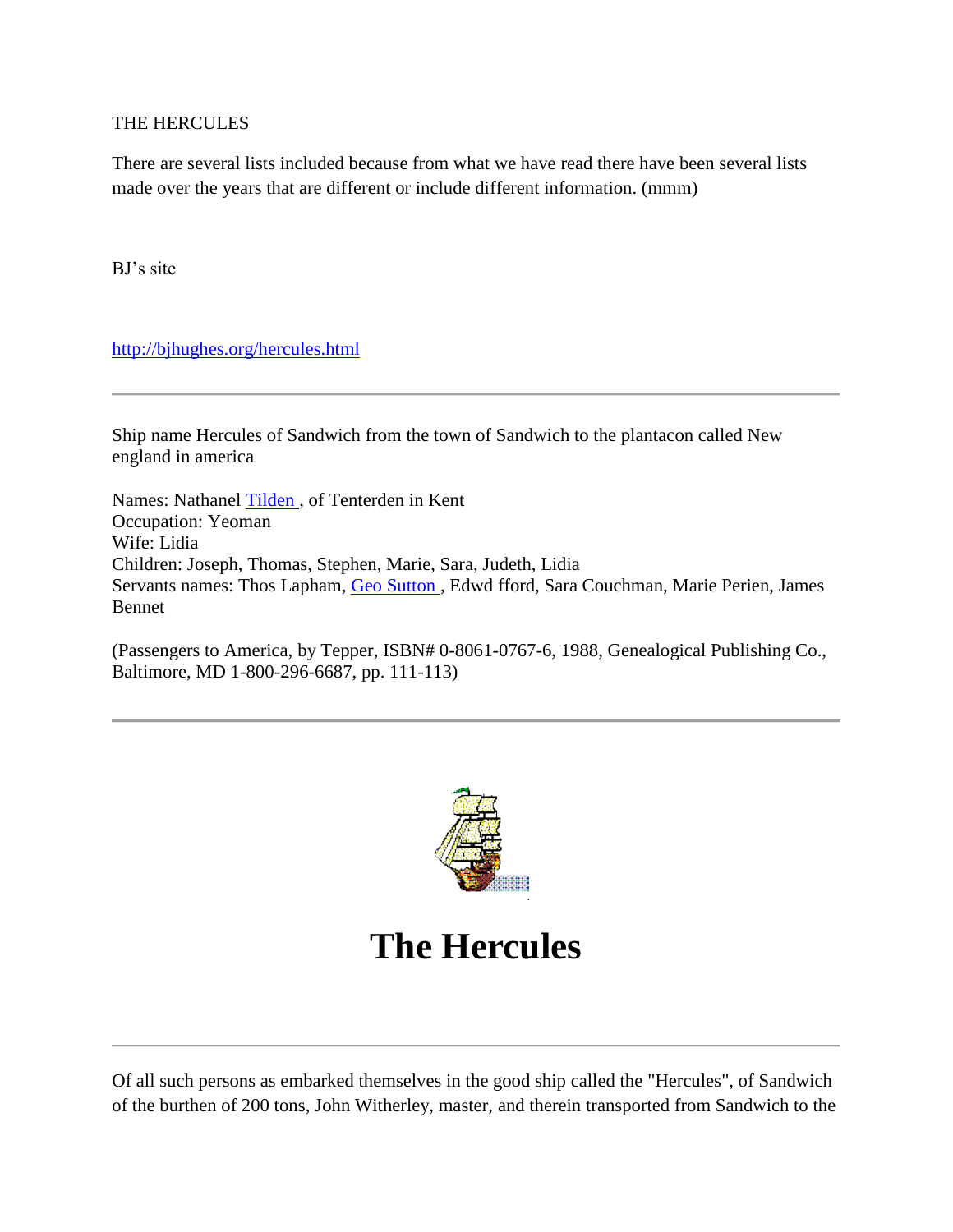THE HERCULES

There are several lists included because from what we have read there have been several lists made over the years that are different or include different information. (mmm)

BJ's site

http://bjhughes.org/hercules.html

---

Ship name Hercules of Sandwich from the town of Sandwich to the plantacon called New england in america

Names: Nathanel Tilden , of Tenterden in Kent
Occupation: Yeoman
Wife: Lidia
Children: Joseph, Thomas, Stephen, Marie, Sara, Judeth, Lidia
Servants names: Thos Lapham, Geo Sutton , Edwd fford, Sara Couchman, Marie Perien, James Bennet

(Passengers to America, by Tepper, ISBN# 0-8061-0767-6, 1988, Genealogical Publishing Co., Baltimore, MD 1-800-296-6687, pp. 111-113)

---

# The Hercules

---

Of all such persons as embarked themselves in the good ship called the "Hercules", of Sandwich of the burthen of 200 tons, John Witherley, master, and therein transported from Sandwich to the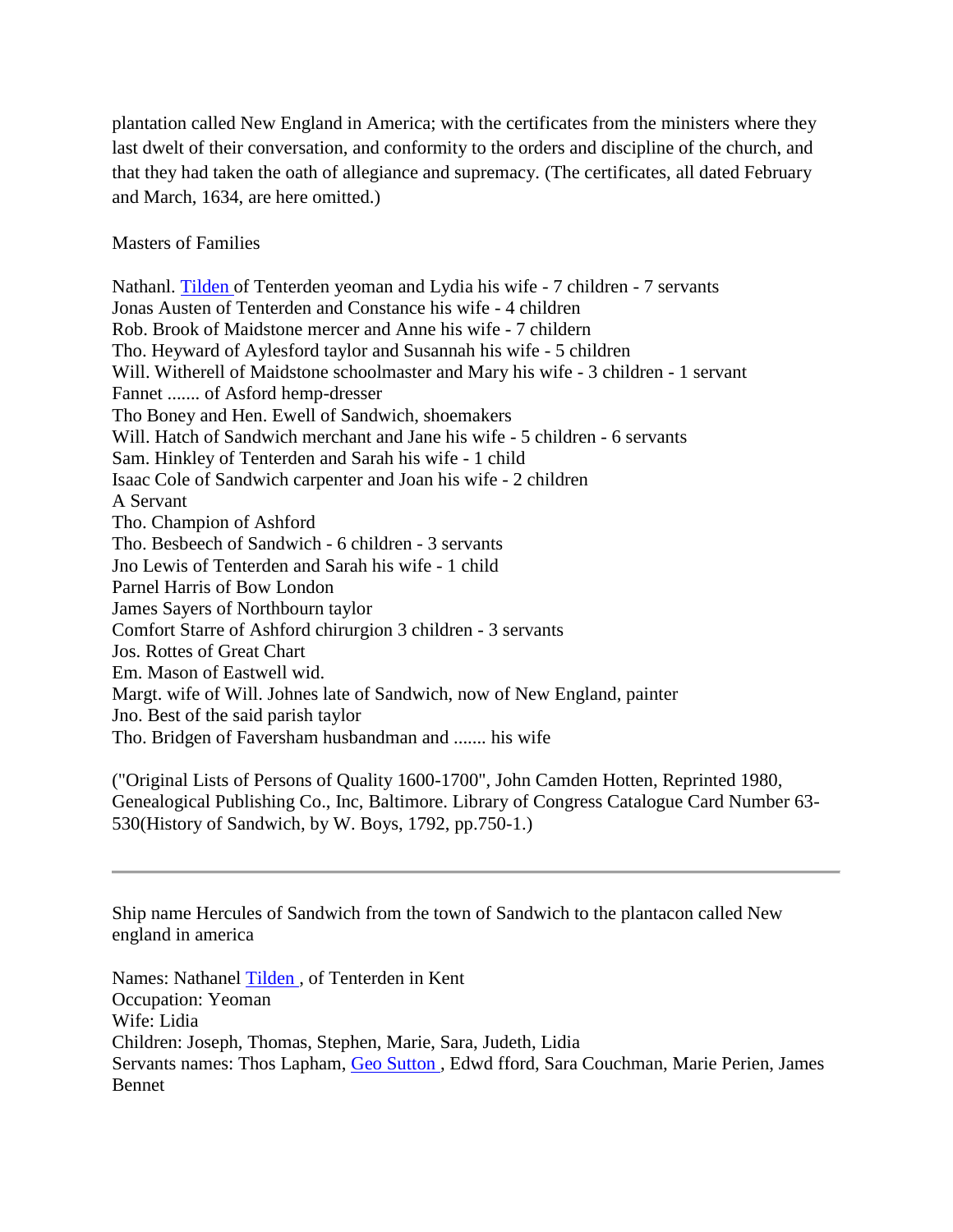plantation called New England in America; with the certificates from the ministers where they last dwelt of their conversation, and conformity to the orders and discipline of the church, and that they had taken the oath of allegiance and supremacy. (The certificates, all dated February and March, 1634, are here omitted.)

Masters of Families

Nathanl. Tilden of Tenterden yeoman and Lydia his wife - 7 children - 7 servants
Jonas Austen of Tenterden and Constance his wife - 4 children
Rob. Brook of Maidstone mercer and Anne his wife - 7 childern
Tho. Heyward of Aylesford taylor and Susannah his wife - 5 children
Will. Witherell of Maidstone schoolmaster and Mary his wife - 3 children - 1 servant
Fannet ....... of Asford hemp-dresser
Tho Boney and Hen. Ewell of Sandwich, shoemakers
Will. Hatch of Sandwich merchant and Jane his wife - 5 children - 6 servants
Sam. Hinkley of Tenterden and Sarah his wife - 1 child
Isaac Cole of Sandwich carpenter and Joan his wife - 2 children
A Servant
Tho. Champion of Ashford
Tho. Besbeech of Sandwich - 6 children - 3 servants
Jno Lewis of Tenterden and Sarah his wife - 1 child
Parnel Harris of Bow London
James Sayers of Northbourn taylor
Comfort Starre of Ashford chirurgion 3 children - 3 servants
Jos. Rottes of Great Chart
Em. Mason of Eastwell wid.
Margt. wife of Will. Johnes late of Sandwich, now of New England, painter
Jno. Best of the said parish taylor
Tho. Bridgen of Faversham husbandman and ....... his wife

("Original Lists of Persons of Quality 1600-1700", John Camden Hotten, Reprinted 1980, Genealogical Publishing Co., Inc, Baltimore. Library of Congress Catalogue Card Number 63-530(History of Sandwich, by W. Boys, 1792, pp.750-1.)

---

Ship name Hercules of Sandwich from the town of Sandwich to the plantacon called New england in america

Names: Nathanel Tilden , of Tenterden in Kent
Occupation: Yeoman
Wife: Lidia
Children: Joseph, Thomas, Stephen, Marie, Sara, Judeth, Lidia
Servants names: Thos Lapham, Geo Sutton , Edwd fford, Sara Couchman, Marie Perien, James Bennet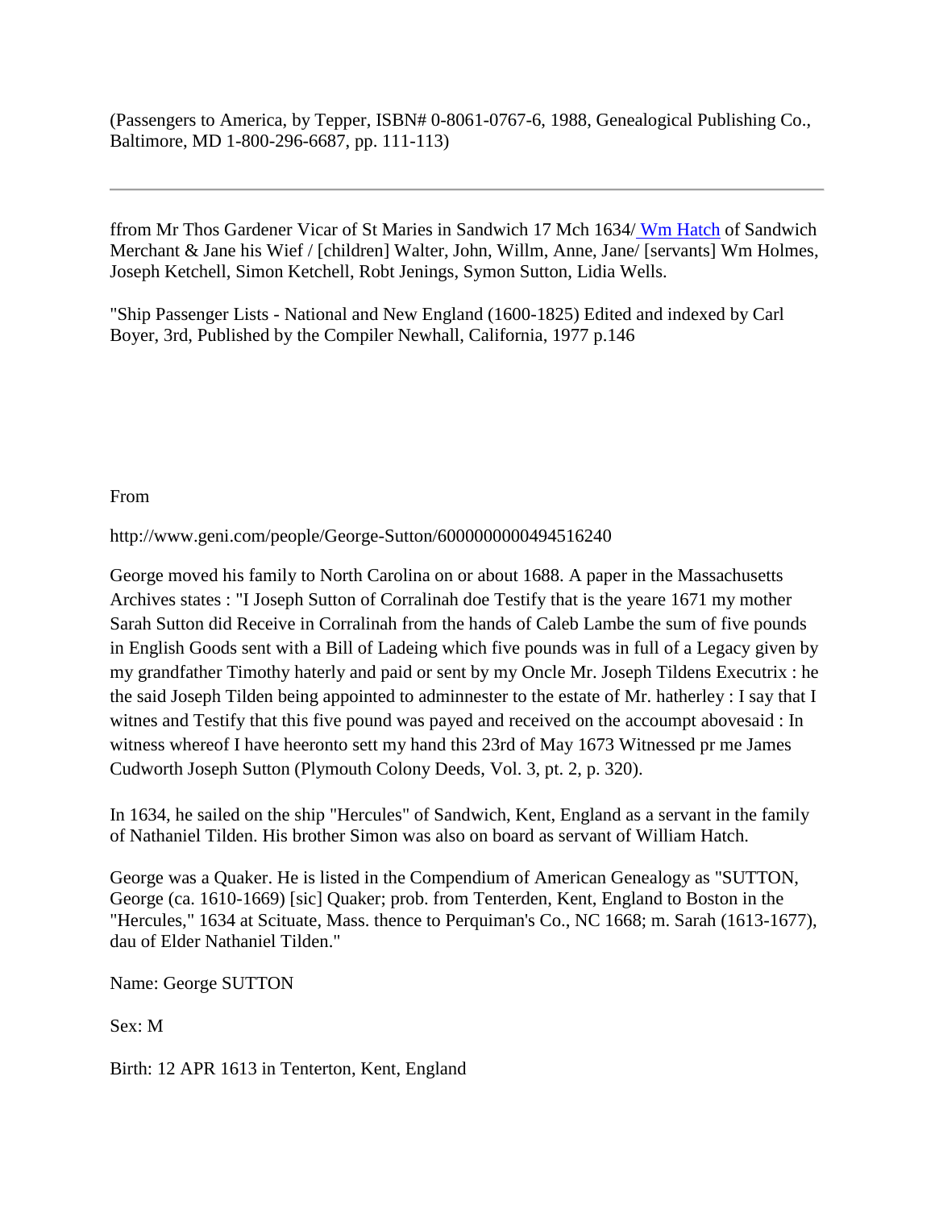(Passengers to America, by Tepper, ISBN# 0-8061-0767-6, 1988, Genealogical Publishing Co., Baltimore, MD 1-800-296-6687, pp. 111-113)

---

ffrom Mr Thos Gardener Vicar of St Maries in Sandwich 17 Mch 1634/ Wm Hatch of Sandwich Merchant & Jane his Wief / [children] Walter, John, Willm, Anne, Jane/ [servants] Wm Holmes, Joseph Ketchell, Simon Ketchell, Robt Jenings, Symon Sutton, Lidia Wells.

"Ship Passenger Lists - National and New England (1600-1825) Edited and indexed by Carl Boyer, 3rd, Published by the Compiler Newhall, California, 1977 p.146

From

http://www.geni.com/people/George-Sutton/6000000000494516240

George moved his family to North Carolina on or about 1688. A paper in the Massachusetts Archives states : "I Joseph Sutton of Corralinah doe Testify that is the yeare 1671 my mother Sarah Sutton did Receive in Corralinah from the hands of Caleb Lambe the sum of five pounds in English Goods sent with a Bill of Ladeing which five pounds was in full of a Legacy given by my grandfather Timothy haterly and paid or sent by my Oncle Mr. Joseph Tildens Executrix : he the said Joseph Tilden being appointed to adminnester to the estate of Mr. hatherley : I say that I witnes and Testify that this five pound was payed and received on the accoumpt abovesaid : In witness whereof I have heeronto sett my hand this 23rd of May 1673 Witnessed pr me James Cudworth Joseph Sutton (Plymouth Colony Deeds, Vol. 3, pt. 2, p. 320).

In 1634, he sailed on the ship "Hercules" of Sandwich, Kent, England as a servant in the family of Nathaniel Tilden. His brother Simon was also on board as servant of William Hatch.

George was a Quaker. He is listed in the Compendium of American Genealogy as "SUTTON, George (ca. 1610-1669) [sic] Quaker; prob. from Tenterden, Kent, England to Boston in the "Hercules," 1634 at Scituate, Mass. thence to Perquiman's Co., NC 1668; m. Sarah (1613-1677), dau of Elder Nathaniel Tilden."

Name: George SUTTON

Sex: M

Birth: 12 APR 1613 in Tenterton, Kent, England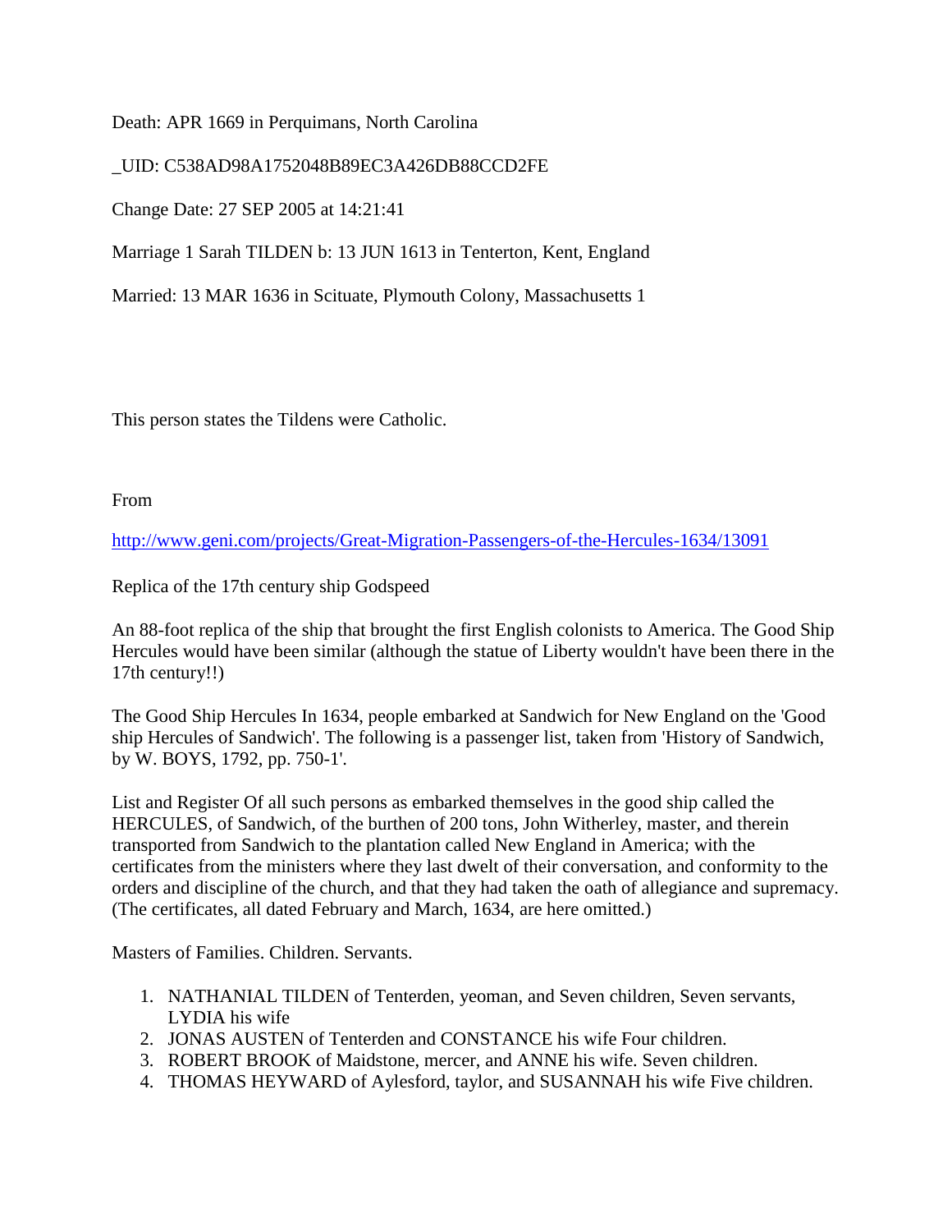Death: APR 1669 in Perquimans, North Carolina

_UID: C538AD98A1752048B89EC3A426DB88CCD2FE

Change Date: 27 SEP 2005 at 14:21:41

Marriage 1 Sarah TILDEN b: 13 JUN 1613 in Tenterton, Kent, England

Married: 13 MAR 1636 in Scituate, Plymouth Colony, Massachusetts 1

This person states the Tildens were Catholic.

From

http://www.geni.com/projects/Great-Migration-Passengers-of-the-Hercules-1634/13091

Replica of the 17th century ship Godspeed

An 88-foot replica of the ship that brought the first English colonists to America. The Good Ship Hercules would have been similar (although the statue of Liberty wouldn't have been there in the 17th century!!)

The Good Ship Hercules In 1634, people embarked at Sandwich for New England on the 'Good ship Hercules of Sandwich'. The following is a passenger list, taken from 'History of Sandwich, by W. BOYS, 1792, pp. 750-1'.

List and Register Of all such persons as embarked themselves in the good ship called the HERCULES, of Sandwich, of the burthen of 200 tons, John Witherley, master, and therein transported from Sandwich to the plantation called New England in America; with the certificates from the ministers where they last dwelt of their conversation, and conformity to the orders and discipline of the church, and that they had taken the oath of allegiance and supremacy. (The certificates, all dated February and March, 1634, are here omitted.)

Masters of Families. Children. Servants.

1. NATHANIAL TILDEN of Tenterden, yeoman, and Seven children, Seven servants, LYDIA his wife
2. JONAS AUSTEN of Tenterden and CONSTANCE his wife Four children.
3. ROBERT BROOK of Maidstone, mercer, and ANNE his wife. Seven children.
4. THOMAS HEYWARD of Aylesford, taylor, and SUSANNAH his wife Five children.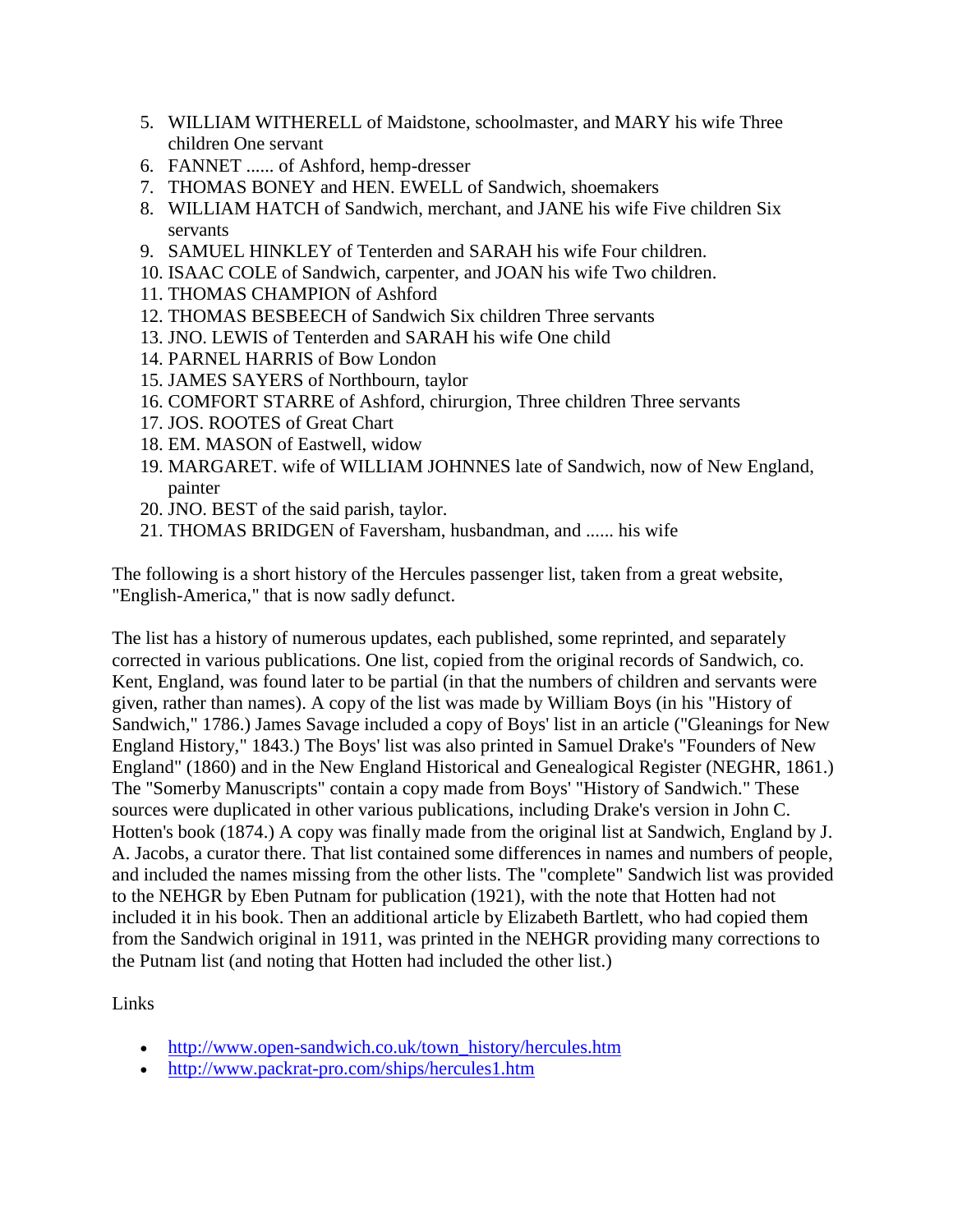5. WILLIAM WITHERELL of Maidstone, schoolmaster, and MARY his wife Three children One servant
6. FANNET ...... of Ashford, hemp-dresser
7. THOMAS BONEY and HEN. EWELL of Sandwich, shoemakers
8. WILLIAM HATCH of Sandwich, merchant, and JANE his wife Five children Six servants
9. SAMUEL HINKLEY of Tenterden and SARAH his wife Four children.
10. ISAAC COLE of Sandwich, carpenter, and JOAN his wife Two children.
11. THOMAS CHAMPION of Ashford
12. THOMAS BESBEECH of Sandwich Six children Three servants
13. JNO. LEWIS of Tenterden and SARAH his wife One child
14. PARNEL HARRIS of Bow London
15. JAMES SAYERS of Northbourn, taylor
16. COMFORT STARRE of Ashford, chirurgion, Three children Three servants
17. JOS. ROOTES of Great Chart
18. EM. MASON of Eastwell, widow
19. MARGARET. wife of WILLIAM JOHNNES late of Sandwich, now of New England, painter
20. JNO. BEST of the said parish, taylor.
21. THOMAS BRIDGEN of Faversham, husbandman, and ...... his wife

The following is a short history of the Hercules passenger list, taken from a great website, "English-America," that is now sadly defunct.

The list has a history of numerous updates, each published, some reprinted, and separately corrected in various publications. One list, copied from the original records of Sandwich, co. Kent, England, was found later to be partial (in that the numbers of children and servants were given, rather than names). A copy of the list was made by William Boys (in his "History of Sandwich," 1786.) James Savage included a copy of Boys' list in an article ("Gleanings for New England History," 1843.) The Boys' list was also printed in Samuel Drake's "Founders of New England" (1860) and in the New England Historical and Genealogical Register (NEGHR, 1861.) The "Somerby Manuscripts" contain a copy made from Boys' "History of Sandwich." These sources were duplicated in other various publications, including Drake's version in John C. Hotten's book (1874.) A copy was finally made from the original list at Sandwich, England by J. A. Jacobs, a curator there. That list contained some differences in names and numbers of people, and included the names missing from the other lists. The "complete" Sandwich list was provided to the NEHGR by Eben Putnam for publication (1921), with the note that Hotten had not included it in his book. Then an additional article by Elizabeth Bartlett, who had copied them from the Sandwich original in 1911, was printed in the NEHGR providing many corrections to the Putnam list (and noting that Hotten had included the other list.)

Links

- http://www.open-sandwich.co.uk/town_history/hercules.htm
- http://www.packrat-pro.com/ships/hercules1.htm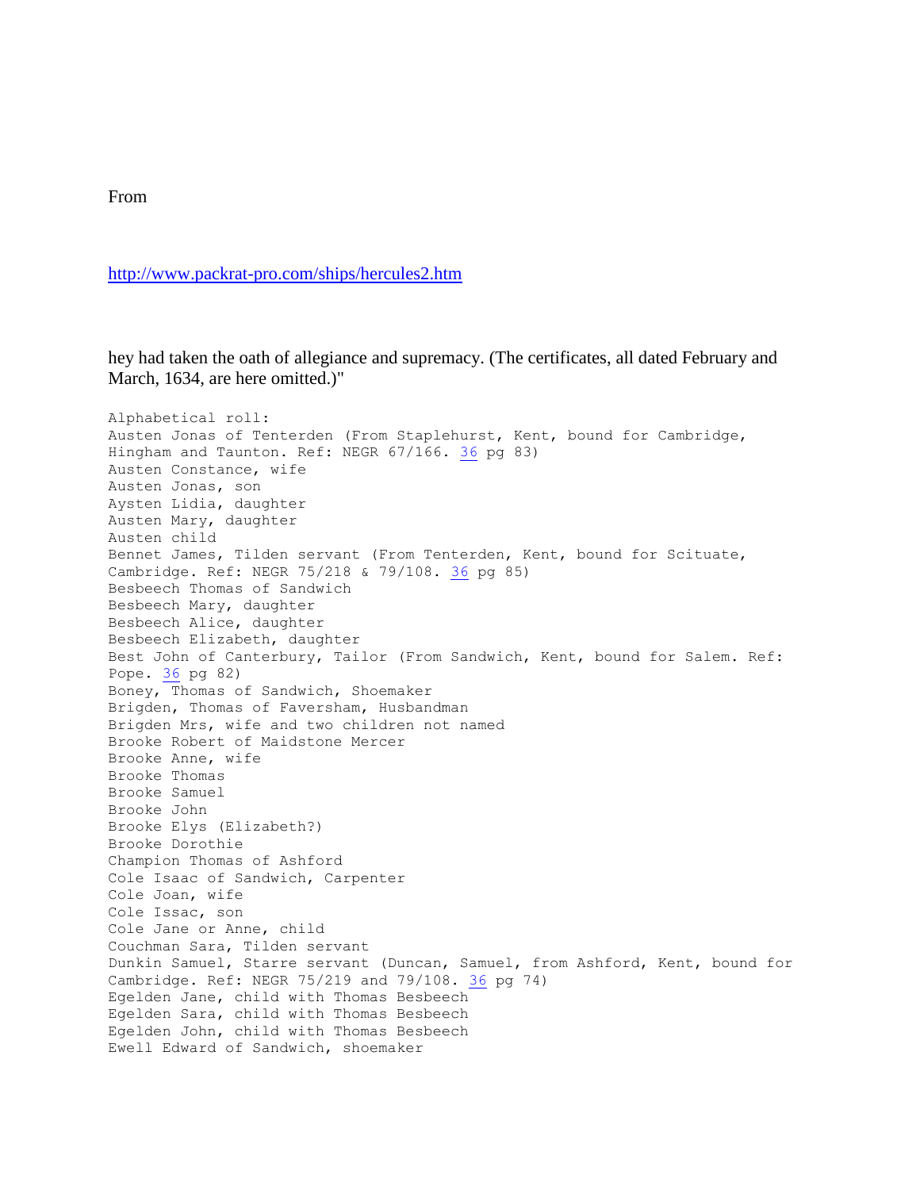From

http://www.packrat-pro.com/ships/hercules2.htm

hey had taken the oath of allegiance and supremacy. (The certificates, all dated February and March, 1634, are here omitted.)"

```
Alphabetical roll:
Austen Jonas of Tenterden (From Staplehurst, Kent, bound for Cambridge,
Hingham and Taunton. Ref: NEGR 67/166. 36 pg 83)
Austen Constance, wife
Austen Jonas, son
Aysten Lidia, daughter
Austen Mary, daughter
Austen child
Bennet James, Tilden servant (From Tenterden, Kent, bound for Scituate,
Cambridge. Ref: NEGR 75/218 & 79/108. 36 pg 85)
Besbeech Thomas of Sandwich
Besbeech Mary, daughter
Besbeech Alice, daughter
Besbeech Elizabeth, daughter
Best John of Canterbury, Tailor (From Sandwich, Kent, bound for Salem. Ref:
Pope. 36 pg 82)
Boney, Thomas of Sandwich, Shoemaker
Brigden, Thomas of Faversham, Husbandman
Brigden Mrs, wife and two children not named
Brooke Robert of Maidstone Mercer
Brooke Anne, wife
Brooke Thomas
Brooke Samuel
Brooke John
Brooke Elys (Elizabeth?)
Brooke Dorothie
Champion Thomas of Ashford
Cole Isaac of Sandwich, Carpenter
Cole Joan, wife
Cole Issac, son
Cole Jane or Anne, child
Couchman Sara, Tilden servant
Dunkin Samuel, Starre servant (Duncan, Samuel, from Ashford, Kent, bound for
Cambridge. Ref: NEGR 75/219 and 79/108. 36 pg 74)
Egelden Jane, child with Thomas Besbeech
Egelden Sara, child with Thomas Besbeech
Egelden John, child with Thomas Besbeech
Ewell Edward of Sandwich, shoemaker
```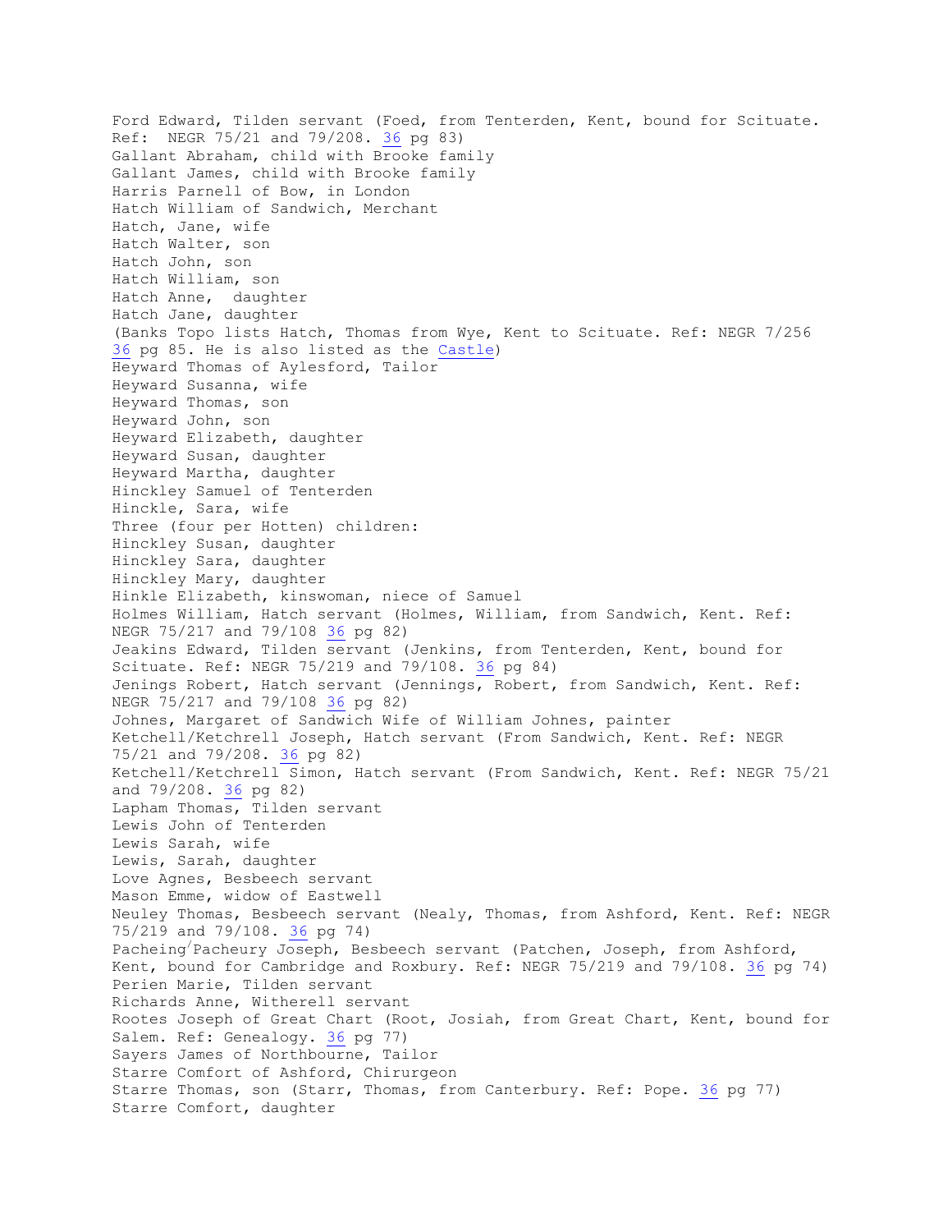Ford Edward, Tilden servant (Foed, from Tenterden, Kent, bound for Scituate. Ref: NEGR 75/21 and 79/208. 36 pg 83)
Gallant Abraham, child with Brooke family
Gallant James, child with Brooke family
Harris Parnell of Bow, in London
Hatch William of Sandwich, Merchant
Hatch, Jane, wife
Hatch Walter, son
Hatch John, son
Hatch William, son
Hatch Anne, daughter
Hatch Jane, daughter
(Banks Topo lists Hatch, Thomas from Wye, Kent to Scituate. Ref: NEGR 7/256 36 pg 85. He is also listed as the Castle)
Heyward Thomas of Aylesford, Tailor
Heyward Susanna, wife
Heyward Thomas, son
Heyward John, son
Heyward Elizabeth, daughter
Heyward Susan, daughter
Heyward Martha, daughter
Hinckley Samuel of Tenterden
Hinckle, Sara, wife
Three (four per Hotten) children:
Hinckley Susan, daughter
Hinckley Sara, daughter
Hinckley Mary, daughter
Hinkle Elizabeth, kinswoman, niece of Samuel
Holmes William, Hatch servant (Holmes, William, from Sandwich, Kent. Ref: NEGR 75/217 and 79/108 36 pg 82)
Jeakins Edward, Tilden servant (Jenkins, from Tenterden, Kent, bound for Scituate. Ref: NEGR 75/219 and 79/108. 36 pg 84)
Jenings Robert, Hatch servant (Jennings, Robert, from Sandwich, Kent. Ref: NEGR 75/217 and 79/108 36 pg 82)
Johnes, Margaret of Sandwich Wife of William Johnes, painter
Ketchell/Ketchrell Joseph, Hatch servant (From Sandwich, Kent. Ref: NEGR 75/21 and 79/208. 36 pg 82)
Ketchell/Ketchrell Simon, Hatch servant (From Sandwich, Kent. Ref: NEGR 75/21 and 79/208. 36 pg 82)
Lapham Thomas, Tilden servant
Lewis John of Tenterden
Lewis Sarah, wife
Lewis, Sarah, daughter
Love Agnes, Besbeech servant
Mason Emme, widow of Eastwell
Neuley Thomas, Besbeech servant (Nealy, Thomas, from Ashford, Kent. Ref: NEGR 75/219 and 79/108. 36 pg 74)
Pacheing/Pacheury Joseph, Besbeech servant (Patchen, Joseph, from Ashford, Kent, bound for Cambridge and Roxbury. Ref: NEGR 75/219 and 79/108. 36 pg 74)
Perien Marie, Tilden servant
Richards Anne, Witherell servant
Rootes Joseph of Great Chart (Root, Josiah, from Great Chart, Kent, bound for Salem. Ref: Genealogy. 36 pg 77)
Sayers James of Northbourne, Tailor
Starre Comfort of Ashford, Chirurgeon
Starre Thomas, son (Starr, Thomas, from Canterbury. Ref: Pope. 36 pg 77)
Starre Comfort, daughter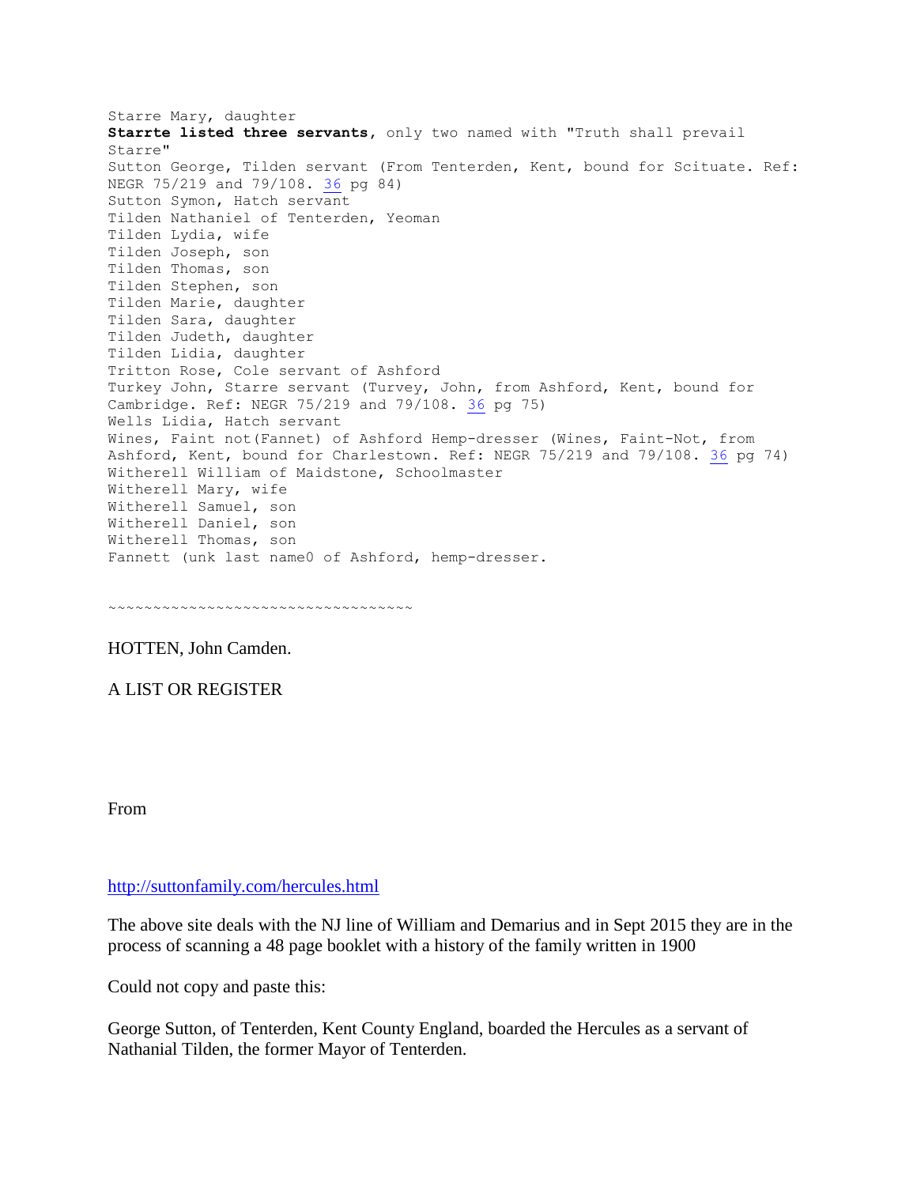Starre Mary, daughter
**Starrte listed three servants**, only two named with "Truth shall prevail Starre"
Sutton George, Tilden servant (From Tenterden, Kent, bound for Scituate. Ref: NEGR 75/219 and 79/108. 36 pg 84)
Sutton Symon, Hatch servant
Tilden Nathaniel of Tenterden, Yeoman
Tilden Lydia, wife
Tilden Joseph, son
Tilden Thomas, son
Tilden Stephen, son
Tilden Marie, daughter
Tilden Sara, daughter
Tilden Judeth, daughter
Tilden Lidia, daughter
Tritton Rose, Cole servant of Ashford
Turkey John, Starre servant (Turvey, John, from Ashford, Kent, bound for Cambridge. Ref: NEGR 75/219 and 79/108. 36 pg 75)
Wells Lidia, Hatch servant
Wines, Faint not(Fannet) of Ashford Hemp-dresser (Wines, Faint-Not, from Ashford, Kent, bound for Charlestown. Ref: NEGR 75/219 and 79/108. 36 pg 74)
Witherell William of Maidstone, Schoolmaster
Witherell Mary, wife
Witherell Samuel, son
Witherell Daniel, son
Witherell Thomas, son
Fannett (unk last name0 of Ashford, hemp-dresser.

~~~~~~~~~~~~~~~~~~~~~~~~~~~~~~~~~~

HOTTEN, John Camden.

A LIST OR REGISTER

From

http://suttonfamily.com/hercules.html

The above site deals with the NJ line of William and Demarius and in Sept 2015 they are in the process of scanning a 48 page booklet with a history of the family written in 1900

Could not copy and paste this:

George Sutton, of Tenterden, Kent County England, boarded the Hercules as a servant of Nathanial Tilden, the former Mayor of Tenterden.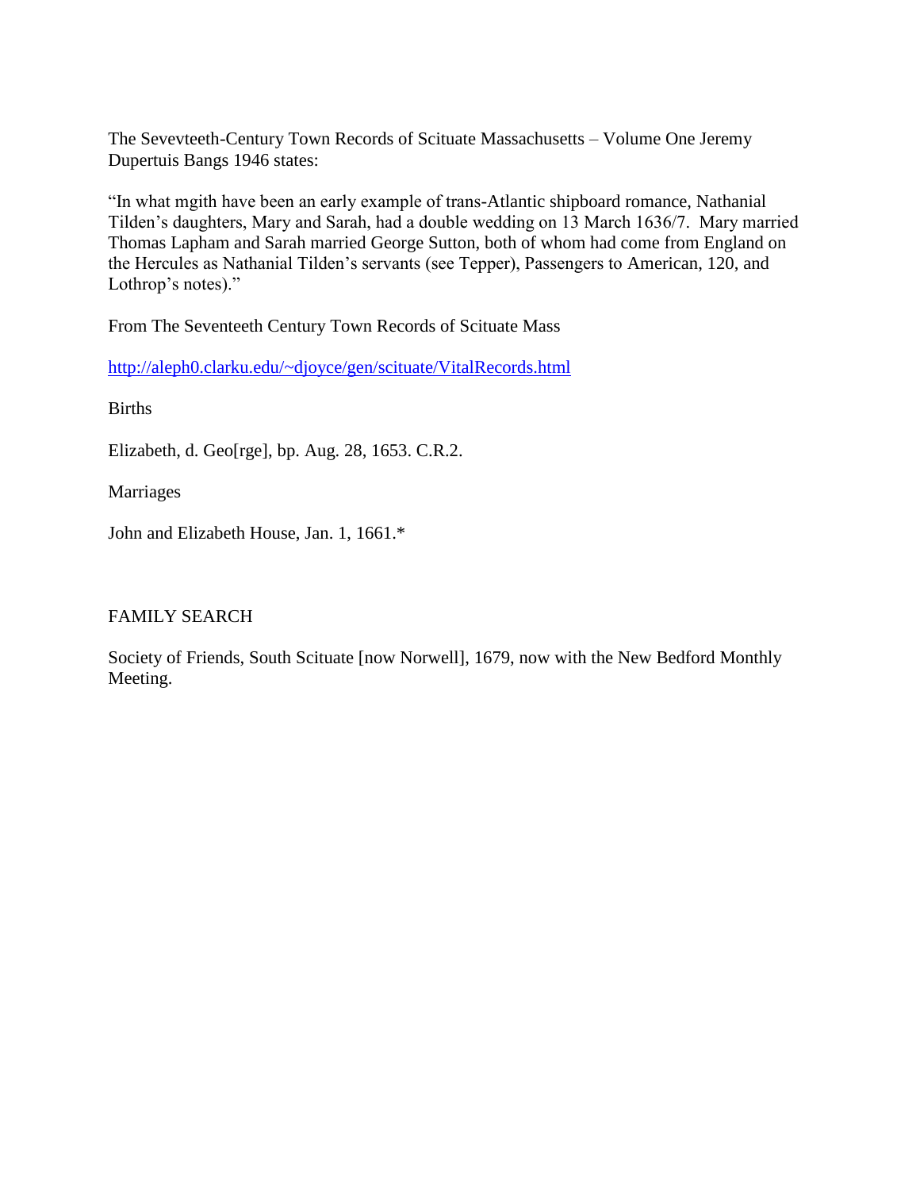The Sevevteeth-Century Town Records of Scituate Massachusetts – Volume One Jeremy Dupertuis Bangs 1946 states:

"In what mgith have been an early example of trans-Atlantic shipboard romance, Nathanial Tilden's daughters, Mary and Sarah, had a double wedding on 13 March 1636/7. Mary married Thomas Lapham and Sarah married George Sutton, both of whom had come from England on the Hercules as Nathanial Tilden's servants (see Tepper), Passengers to American, 120, and Lothrop's notes)."

From The Seventeeth Century Town Records of Scituate Mass

http://aleph0.clarku.edu/~djoyce/gen/scituate/VitalRecords.html

Births

Elizabeth, d. Geo[rge], bp. Aug. 28, 1653. C.R.2.

Marriages

John and Elizabeth House, Jan. 1, 1661.*

FAMILY SEARCH

Society of Friends, South Scituate [now Norwell], 1679, now with the New Bedford Monthly Meeting.